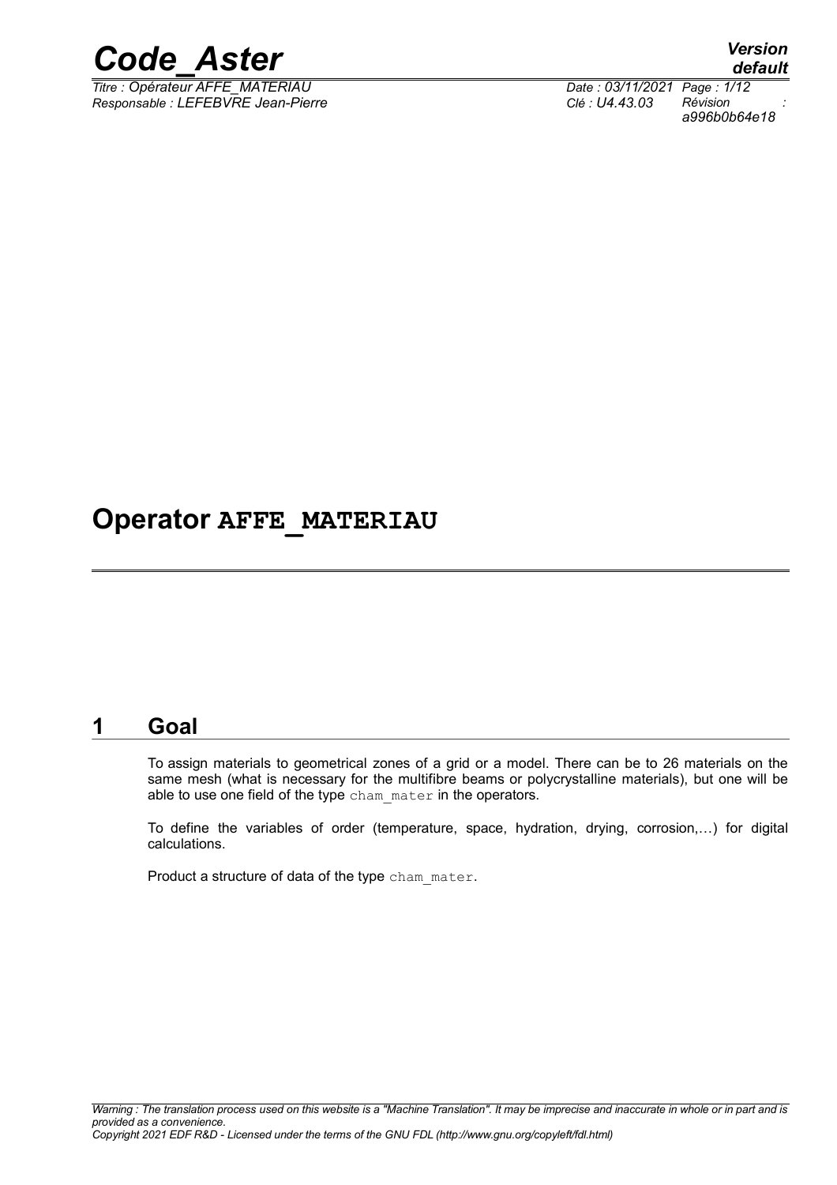# Operator AFFE_MATERIAU

## 1 Goal

To assign materials to geometrical zones of a grid or a model. There can be to 26 materials on the same mesh (what is necessary for the multifibre beams or polycrystalline materials), but one will be able to use one field of the type cham_mater in the operators.

To define the variables of order (temperature, space, hydration, drying, corrosion,…) for digital calculations.

Product a structure of data of the type cham_mater.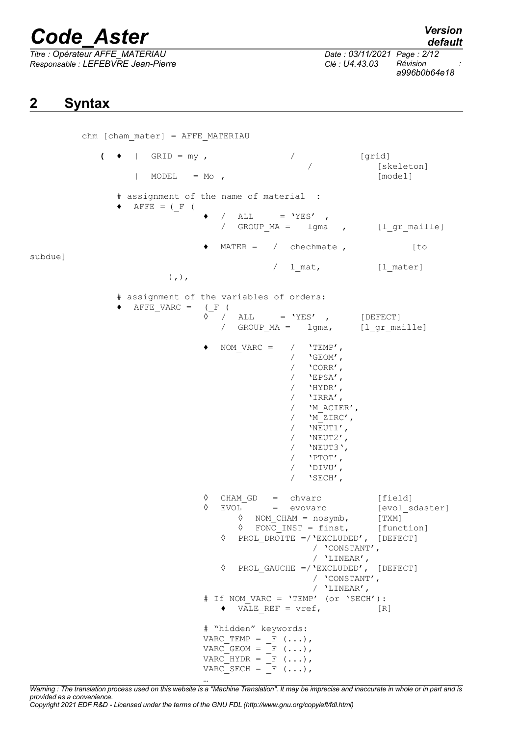## 2 Syntax

```
chm [cham_mater] = AFFE_MATERIAU

   (  ♦  |  GRID = my ,              /            [grid]
                                      /            [skeleton]
         |  MODEL   = Mo ,                         [model]

      # assignment of the name of material  :
      ♦  AFFE = (_F (
                       ♦  /  ALL      = 'YES'  ,
                          /  GROUP_MA =   lgma   ,      [l_gr_maille]

                       ♦  MATER =   /  chechmate ,            [to
subdue]
                                    /  l_mat,          [l_mater]
                 ),),

      # assignment of the variables of orders:
      ♦  AFFE_VARC =  (_F (
                       ◊  /  ALL      = 'YES'  ,      [DEFECT]
                          /  GROUP_MA =   lgma,      [l_gr_maille]

                       ♦  NOM_VARC =   /  'TEMP',
                                       /  'GEOM',
                                       /  'CORR',
                                       /  'EPSA',
                                       /  'HYDR',
                                       /  'IRRA',
                                       /  'M_ACIER',
                                       /  'M_ZIRC',
                                       /  'NEUT1',
                                       /  'NEUT2',
                                       /  'NEUT3',
                                       /  'PTOT',
                                       /  'DIVU',
                                       /  'SECH',

                       ◊  CHAM_GD   =  chvarc            [field]
                       ◊  EVOL      =  evovarc           [evol_sdaster]
                            ◊  NOM_CHAM = nosymb,       [TXM]
                            ◊  FONC_INST = finst,       [function]
                          ◊  PROL_DROITE =/'EXCLUDED',  [DEFECT]
                                          / 'CONSTANT',
                                          / 'LINEAR',
                          ◊  PROL_GAUCHE =/'EXCLUDED',  [DEFECT]
                                          / 'CONSTANT',
                                          / 'LINEAR',
                       # If NOM_VARC = 'TEMP' (or 'SECH'):
                          ♦  VALE_REF = vref,            [R]

                       # "hidden" keywords:
                       VARC_TEMP = _F (...),
                       VARC_GEOM = _F (...),
                       VARC_HYDR = _F (...),
                       VARC_SECH = _F (...),
                       …
```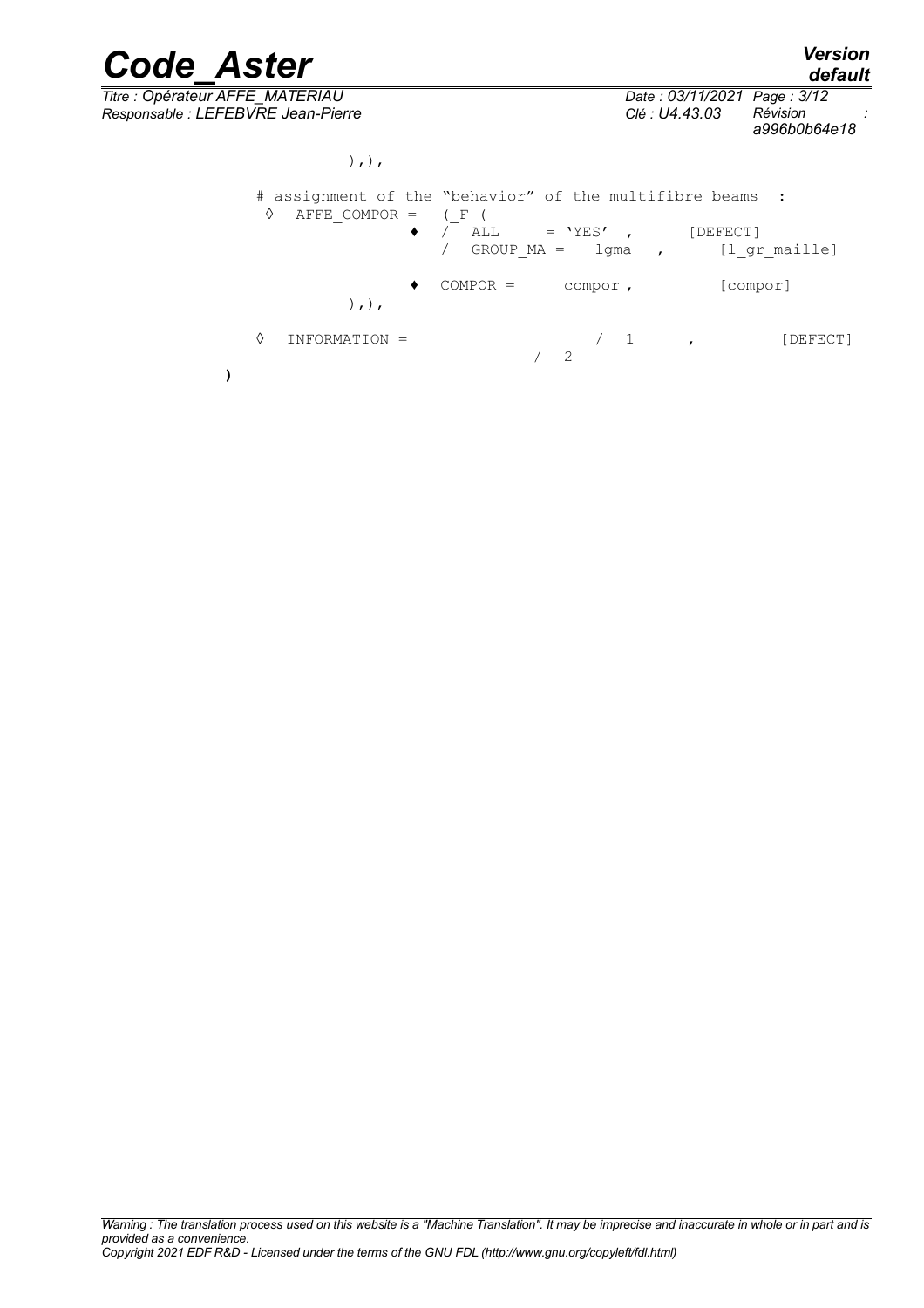```
            ),),

     # assignment of the "behavior" of the multifibre beams  :
      ◊  AFFE_COMPOR =   (_F (
                     ♦  /  ALL      = 'YES'  ,       [DEFECT]
                        /  GROUP_MA =   lgma   ,       [l_gr_maille]

                     ♦  COMPOR =      compor ,          [compor]
            ),),

     ◊   INFORMATION =                    /  1      ,          [DEFECT]
                                       /  2
)
```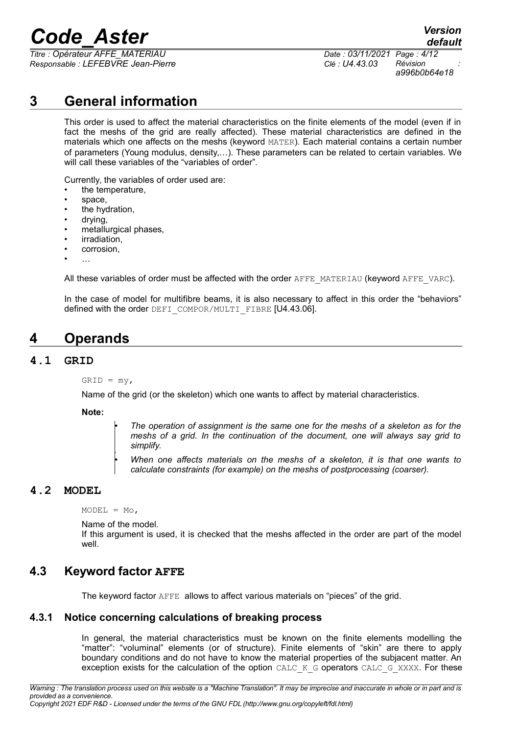# 3 General information

This order is used to affect the material characteristics on the finite elements of the model (even if in fact the meshs of the grid are really affected). These material characteristics are defined in the materials which one affects on the meshs (keyword MATER). Each material contains a certain number of parameters (Young modulus, density,…). These parameters can be related to certain variables. We will call these variables of the "variables of order".

Currently, the variables of order used are:

- the temperature,
- space,
- the hydration,
- drying,
- metallurgical phases,
- irradiation,
- corrosion,
- …

All these variables of order must be affected with the order AFFE_MATERIAU (keyword AFFE_VARC).

In the case of model for multifibre beams, it is also necessary to affect in this order the "behaviors" defined with the order DEFI_COMPOR/MULTI_FIBRE [U4.43.06].

# 4 Operands

## 4.1 GRID

```
GRID = my,
```

Name of the grid (or the skeleton) which one wants to affect by material characteristics.

**Note:**

- *The operation of assignment is the same one for the meshs of a skeleton as for the meshs of a grid. In the continuation of the document, one will always say grid to simplify.*
- *When one affects materials on the meshs of a skeleton, it is that one wants to calculate constraints (for example) on the meshs of postprocessing (coarser).*

## 4.2 MODEL

```
MODEL = Mo,
```

Name of the model.
If this argument is used, it is checked that the meshs affected in the order are part of the model well.

## 4.3 Keyword factor AFFE

The keyword factor AFFE allows to affect various materials on "pieces" of the grid.

### 4.3.1 Notice concerning calculations of breaking process

In general, the material characteristics must be known on the finite elements modelling the "matter": "voluminal" elements (or of structure). Finite elements of "skin" are there to apply boundary conditions and do not have to know the material properties of the subjacent matter. An exception exists for the calculation of the option CALC_K_G operators CALC_G_XXXX. For these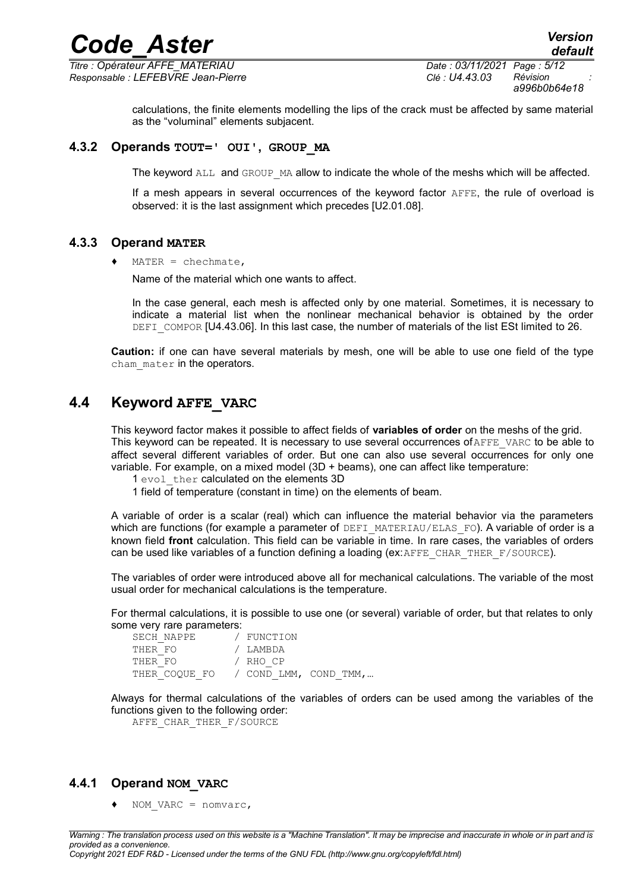calculations, the finite elements modelling the lips of the crack must be affected by same material as the "voluminal" elements subjacent.

### 4.3.2 Operands TOUT=' OUI', GROUP_MA

The keyword ALL and GROUP_MA allow to indicate the whole of the meshs which will be affected.

If a mesh appears in several occurrences of the keyword factor AFFE, the rule of overload is observed: it is the last assignment which precedes [U2.01.08].

### 4.3.3 Operand MATER

♦ MATER = chechmate,

Name of the material which one wants to affect.

In the case general, each mesh is affected only by one material. Sometimes, it is necessary to indicate a material list when the nonlinear mechanical behavior is obtained by the order DEFI_COMPOR [U4.43.06]. In this last case, the number of materials of the list ESt limited to 26.

**Caution:** if one can have several materials by mesh, one will be able to use one field of the type cham_mater in the operators.

## 4.4 Keyword AFFE_VARC

This keyword factor makes it possible to affect fields of **variables of order** on the meshs of the grid. This keyword can be repeated. It is necessary to use several occurrences of AFFE_VARC to be able to affect several different variables of order. But one can also use several occurrences for only one variable. For example, on a mixed model (3D + beams), one can affect like temperature:

1 evol_ther calculated on the elements 3D

1 field of temperature (constant in time) on the elements of beam.

A variable of order is a scalar (real) which can influence the material behavior via the parameters which are functions (for example a parameter of DEFI_MATERIAU/ELAS_FO). A variable of order is a known field **front** calculation. This field can be variable in time. In rare cases, the variables of orders can be used like variables of a function defining a loading (ex:AFFE_CHAR_THER_F/SOURCE).

The variables of order were introduced above all for mechanical calculations. The variable of the most usual order for mechanical calculations is the temperature.

For thermal calculations, it is possible to use one (or several) variable of order, but that relates to only some very rare parameters:

```
SECH_NAPPE      / FUNCTION
THER_FO         / LAMBDA
THER_FO         / RHO_CP
THER_COQUE_FO   / COND_LMM, COND_TMM,…
```

Always for thermal calculations of the variables of orders can be used among the variables of the functions given to the following order:

```
AFFE_CHAR_THER_F/SOURCE
```

### 4.4.1 Operand NOM_VARC

♦ NOM_VARC = nomvarc,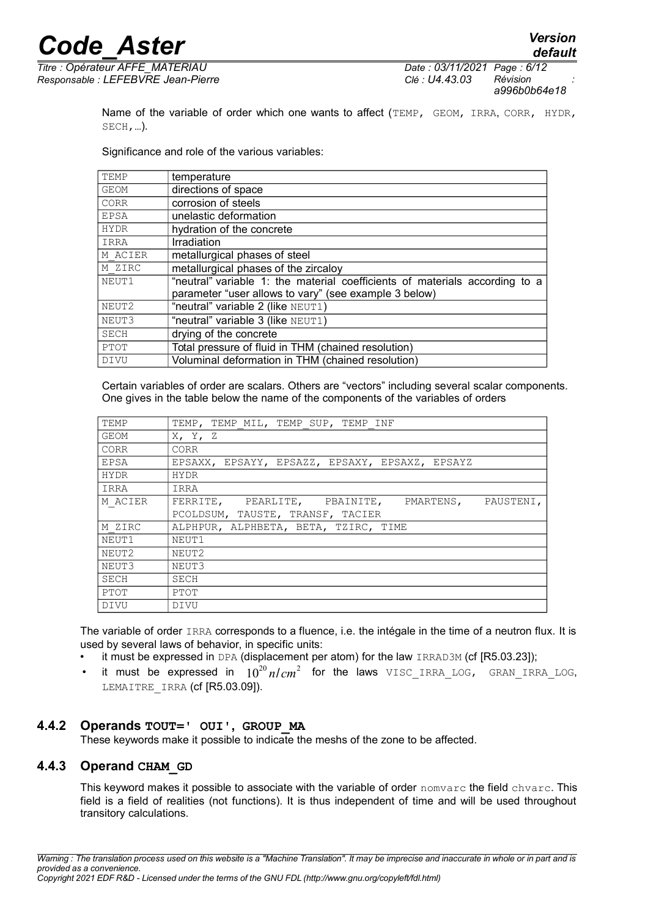Name of the variable of order which one wants to affect (TEMP, GEOM, IRRA, CORR, HYDR, SECH,…).

Significance and role of the various variables:

| | |
|---|---|
| TEMP | temperature |
| GEOM | directions of space |
| CORR | corrosion of steels |
| EPSA | unelastic deformation |
| HYDR | hydration of the concrete |
| IRRA | Irradiation |
| M_ACIER | metallurgical phases of steel |
| M_ZIRC | metallurgical phases of the zircaloy |
| NEUT1 | "neutral" variable 1: the material coefficients of materials according to a parameter "user allows to vary" (see example 3 below) |
| NEUT2 | "neutral" variable 2 (like NEUT1) |
| NEUT3 | "neutral" variable 3 (like NEUT1) |
| SECH | drying of the concrete |
| PTOT | Total pressure of fluid in THM (chained resolution) |
| DIVU | Voluminal deformation in THM (chained resolution) |

Certain variables of order are scalars. Others are "vectors" including several scalar components. One gives in the table below the name of the components of the variables of orders

| | |
|---|---|
| TEMP | TEMP, TEMP_MIL, TEMP_SUP, TEMP_INF |
| GEOM | X, Y, Z |
| CORR | CORR |
| EPSA | EPSAXX, EPSAYY, EPSAZZ, EPSAXY, EPSAXZ, EPSAYZ |
| HYDR | HYDR |
| IRRA | IRRA |
| M_ACIER | FERRITE, PEARLITE, PBAINITE, PMARTENS, PAUSTENI, PCOLDSUM, TAUSTE, TRANSF, TACIER |
| M_ZIRC | ALPHPUR, ALPHBETA, BETA, TZIRC, TIME |
| NEUT1 | NEUT1 |
| NEUT2 | NEUT2 |
| NEUT3 | NEUT3 |
| SECH | SECH |
| PTOT | PTOT |
| DIVU | DIVU |

The variable of order IRRA corresponds to a fluence, i.e. the intégale in the time of a neutron flux. It is used by several laws of behavior, in specific units:

- it must be expressed in DPA (displacement per atom) for the law IRRAD3M (cf [R5.03.23]);
- it must be expressed in $10^{20} n/cm^2$ for the laws VISC_IRRA_LOG, GRAN_IRRA_LOG, LEMAITRE_IRRA (cf [R5.03.09]).

### 4.4.2 Operands TOUT=' OUI', GROUP_MA

These keywords make it possible to indicate the meshs of the zone to be affected.

### 4.4.3 Operand CHAM_GD

This keyword makes it possible to associate with the variable of order nomvarc the field chvarc. This field is a field of realities (not functions). It is thus independent of time and will be used throughout transitory calculations.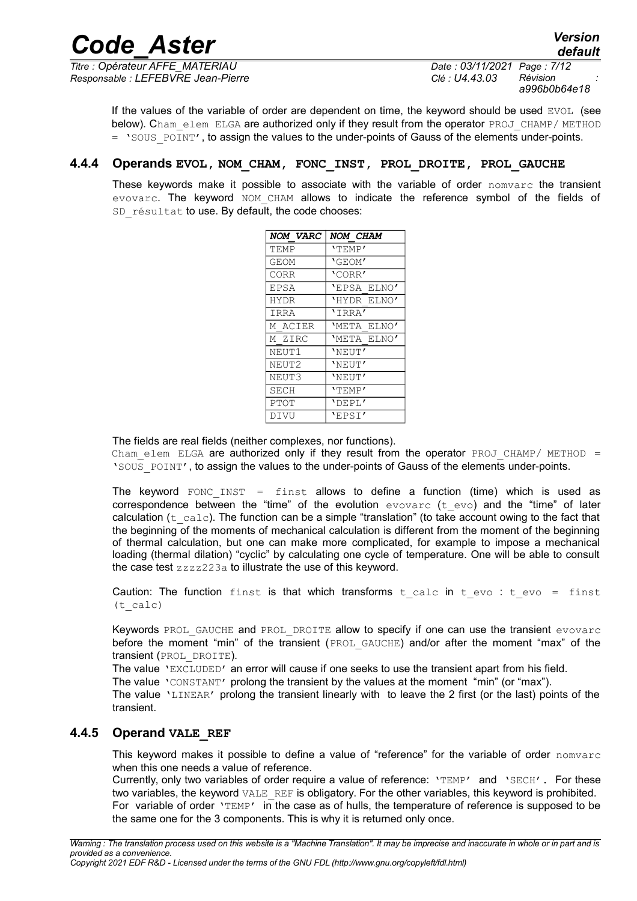If the values of the variable of order are dependent on time, the keyword should be used EVOL (see below). Cham_elem ELGA are authorized only if they result from the operator PROJ_CHAMP/ METHOD = 'SOUS_POINT', to assign the values to the under-points of Gauss of the elements under-points.

### 4.4.4 Operands EVOL, NOM_CHAM, FONC_INST, PROL_DROITE, PROL_GAUCHE

These keywords make it possible to associate with the variable of order nomvarc the transient evovarc. The keyword NOM_CHAM allows to indicate the reference symbol of the fields of SD_résultat to use. By default, the code chooses:

| *NOM_VARC* | *NOM_CHAM* |
|---|---|
| TEMP | 'TEMP' |
| GEOM | 'GEOM' |
| CORR | 'CORR' |
| EPSA | 'EPSA_ELNO' |
| HYDR | 'HYDR_ELNO' |
| IRRA | 'IRRA' |
| M_ACIER | 'META_ELNO' |
| M_ZIRC | 'META_ELNO' |
| NEUT1 | 'NEUT' |
| NEUT2 | 'NEUT' |
| NEUT3 | 'NEUT' |
| SECH | 'TEMP' |
| PTOT | 'DEPL' |
| DIVU | 'EPSI' |

The fields are real fields (neither complexes, nor functions).
Cham_elem ELGA are authorized only if they result from the operator PROJ_CHAMP/ METHOD = 'SOUS_POINT', to assign the values to the under-points of Gauss of the elements under-points.

The keyword FONC_INST = finst allows to define a function (time) which is used as correspondence between the "time" of the evolution evovarc (t_evo) and the "time" of later calculation (t_calc). The function can be a simple "translation" (to take account owing to the fact that the beginning of the moments of mechanical calculation is different from the moment of the beginning of thermal calculation, but one can make more complicated, for example to impose a mechanical loading (thermal dilation) "cyclic" by calculating one cycle of temperature. One will be able to consult the case test zzzz223a to illustrate the use of this keyword.

Caution: The function finst is that which transforms t_calc in t_evo : t_evo = finst (t_calc)

Keywords PROL_GAUCHE and PROL_DROITE allow to specify if one can use the transient evovarc before the moment "min" of the transient (PROL_GAUCHE) and/or after the moment "max" of the transient (PROL_DROITE).
The value 'EXCLUDED' an error will cause if one seeks to use the transient apart from his field.
The value 'CONSTANT' prolong the transient by the values at the moment "min" (or "max").
The value 'LINEAR' prolong the transient linearly with to leave the 2 first (or the last) points of the transient.

### 4.4.5 Operand VALE_REF

This keyword makes it possible to define a value of "reference" for the variable of order nomvarc when this one needs a value of reference.
Currently, only two variables of order require a value of reference: 'TEMP' and 'SECH'. For these two variables, the keyword VALE_REF is obligatory. For the other variables, this keyword is prohibited.
For variable of order 'TEMP' in the case as of hulls, the temperature of reference is supposed to be the same one for the 3 components. This is why it is returned only once.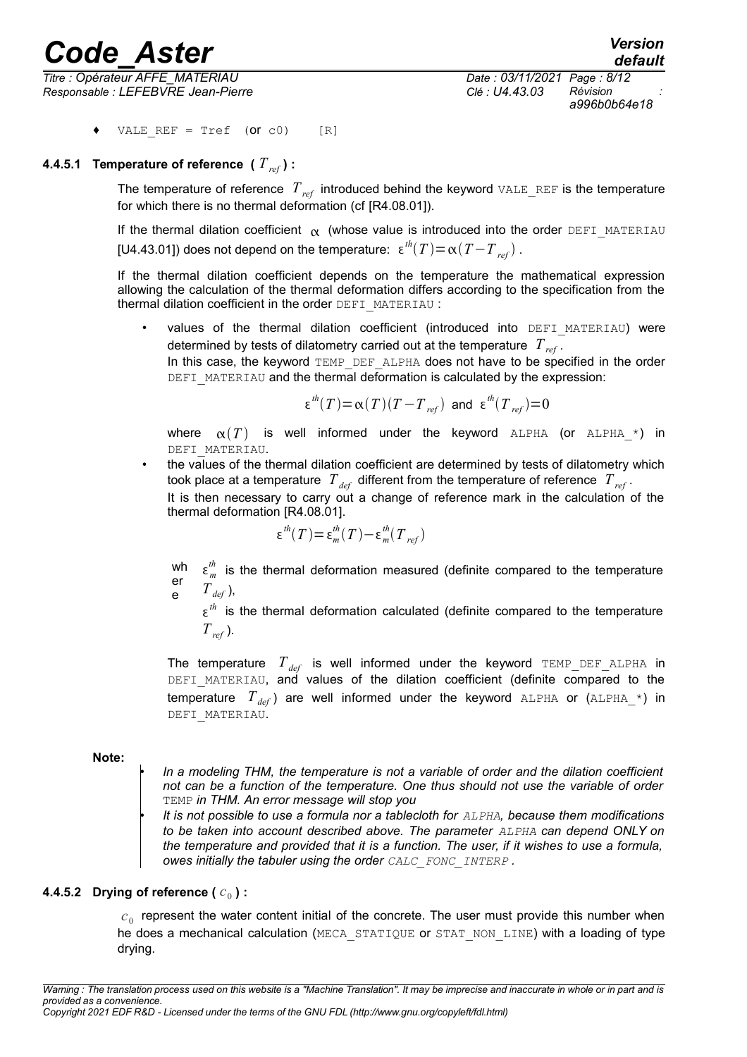♦ VALE_REF = Tref (or c0) [R]

#### 4.4.5.1 Temperature of reference ( $T_{ref}$ ) :

The temperature of reference $T_{ref}$ introduced behind the keyword VALE_REF is the temperature for which there is no thermal deformation (cf [R4.08.01]).

If the thermal dilation coefficient $\alpha$ (whose value is introduced into the order DEFI_MATERIAU [U4.43.01]) does not depend on the temperature: $\varepsilon^{th}(T)=\alpha(T-T_{ref})$.

If the thermal dilation coefficient depends on the temperature the mathematical expression allowing the calculation of the thermal deformation differs according to the specification from the thermal dilation coefficient in the order DEFI_MATERIAU :

- values of the thermal dilation coefficient (introduced into DEFI_MATERIAU) were determined by tests of dilatometry carried out at the temperature $T_{ref}$.
  In this case, the keyword TEMP_DEF_ALPHA does not have to be specified in the order DEFI_MATERIAU and the thermal deformation is calculated by the expression:

  $$\varepsilon^{th}(T)=\alpha(T)(T-T_{ref}) \text{ and } \varepsilon^{th}(T_{ref})=0$$

  where $\alpha(T)$ is well informed under the keyword ALPHA (or ALPHA_*) in DEFI_MATERIAU.

- the values of the thermal dilation coefficient are determined by tests of dilatometry which took place at a temperature $T_{def}$ different from the temperature of reference $T_{ref}$.
  It is then necessary to carry out a change of reference mark in the calculation of the thermal deformation [R4.08.01].

  $$\varepsilon^{th}(T)=\varepsilon_m^{th}(T)-\varepsilon_m^{th}(T_{ref})$$

  where $\varepsilon_m^{th}$ is the thermal deformation measured (definite compared to the temperature $T_{def}$),
  $\varepsilon^{th}$ is the thermal deformation calculated (definite compared to the temperature $T_{ref}$).

  The temperature $T_{def}$ is well informed under the keyword TEMP_DEF_ALPHA in DEFI_MATERIAU, and values of the dilation coefficient (definite compared to the temperature $T_{def}$) are well informed under the keyword ALPHA or (ALPHA_*) in DEFI_MATERIAU.

**Note:**

- *In a modeling THM, the temperature is not a variable of order and the dilation coefficient not can be a function of the temperature. One thus should not use the variable of order* TEMP *in THM. An error message will stop you*
- *It is not possible to use a formula nor a tablecloth for ALPHA, because them modifications to be taken into account described above. The parameter ALPHA can depend ONLY on the temperature and provided that it is a function. The user, if it wishes to use a formula, owes initially the tabuler using the order CALC_FONC_INTERP .*

#### 4.4.5.2 Drying of reference ( $c_0$ ) :

$c_0$ represent the water content initial of the concrete. The user must provide this number when he does a mechanical calculation (MECA_STATIQUE or STAT_NON_LINE) with a loading of type drying.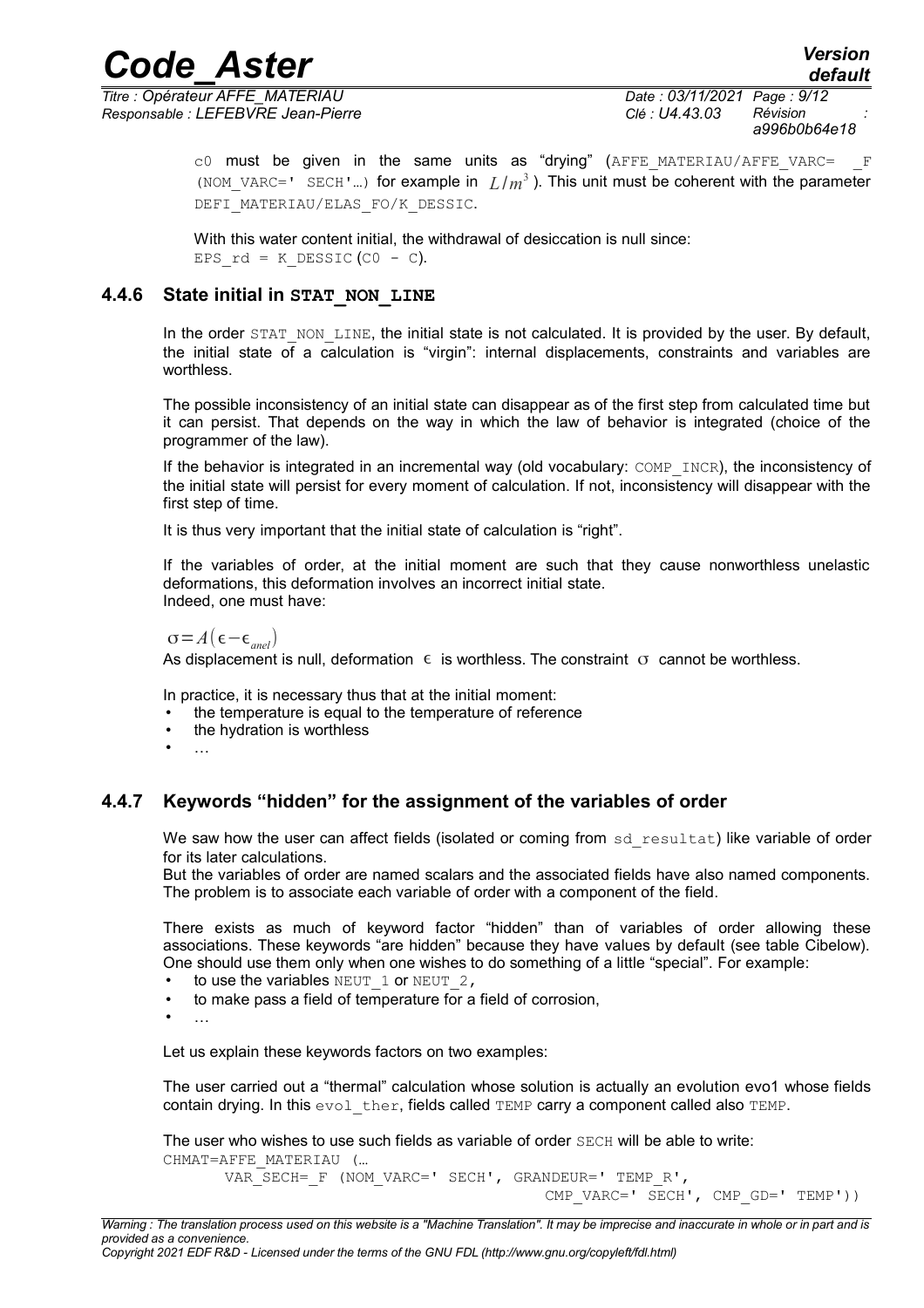c0 must be given in the same units as "drying" (AFFE_MATERIAU/AFFE_VARC= _F (NOM_VARC=' SECH'…) for example in $L/m^3$ ). This unit must be coherent with the parameter DEFI_MATERIAU/ELAS_FO/K_DESSIC.

With this water content initial, the withdrawal of desiccation is null since:
EPS_rd = K_DESSIC (C0 - C).

### 4.4.6 State initial in STAT_NON_LINE

In the order STAT_NON_LINE, the initial state is not calculated. It is provided by the user. By default, the initial state of a calculation is "virgin": internal displacements, constraints and variables are worthless.

The possible inconsistency of an initial state can disappear as of the first step from calculated time but it can persist. That depends on the way in which the law of behavior is integrated (choice of the programmer of the law).

If the behavior is integrated in an incremental way (old vocabulary: COMP_INCR), the inconsistency of the initial state will persist for every moment of calculation. If not, inconsistency will disappear with the first step of time.

It is thus very important that the initial state of calculation is "right".

If the variables of order, at the initial moment are such that they cause nonworthless unelastic deformations, this deformation involves an incorrect initial state.
Indeed, one must have:

$\sigma = A(\epsilon - \epsilon_{anel})$

As displacement is null, deformation $\epsilon$ is worthless. The constraint $\sigma$ cannot be worthless.

In practice, it is necessary thus that at the initial moment:

- the temperature is equal to the temperature of reference
- the hydration is worthless
- …

### 4.4.7 Keywords "hidden" for the assignment of the variables of order

We saw how the user can affect fields (isolated or coming from sd_resultat) like variable of order for its later calculations.
But the variables of order are named scalars and the associated fields have also named components. The problem is to associate each variable of order with a component of the field.

There exists as much of keyword factor "hidden" than of variables of order allowing these associations. These keywords "are hidden" because they have values by default (see table Cibelow). One should use them only when one wishes to do something of a little "special". For example:

- to use the variables NEUT_1 or NEUT_2,
- to make pass a field of temperature for a field of corrosion,
- …

Let us explain these keywords factors on two examples:

The user carried out a "thermal" calculation whose solution is actually an evolution evo1 whose fields contain drying. In this evol_ther, fields called TEMP carry a component called also TEMP.

The user who wishes to use such fields as variable of order SECH will be able to write:

```
CHMAT=AFFE_MATERIAU (…
      VAR_SECH=_F (NOM_VARC=' SECH', GRANDEUR=' TEMP_R',
                                         CMP_VARC=' SECH', CMP_GD=' TEMP'))
```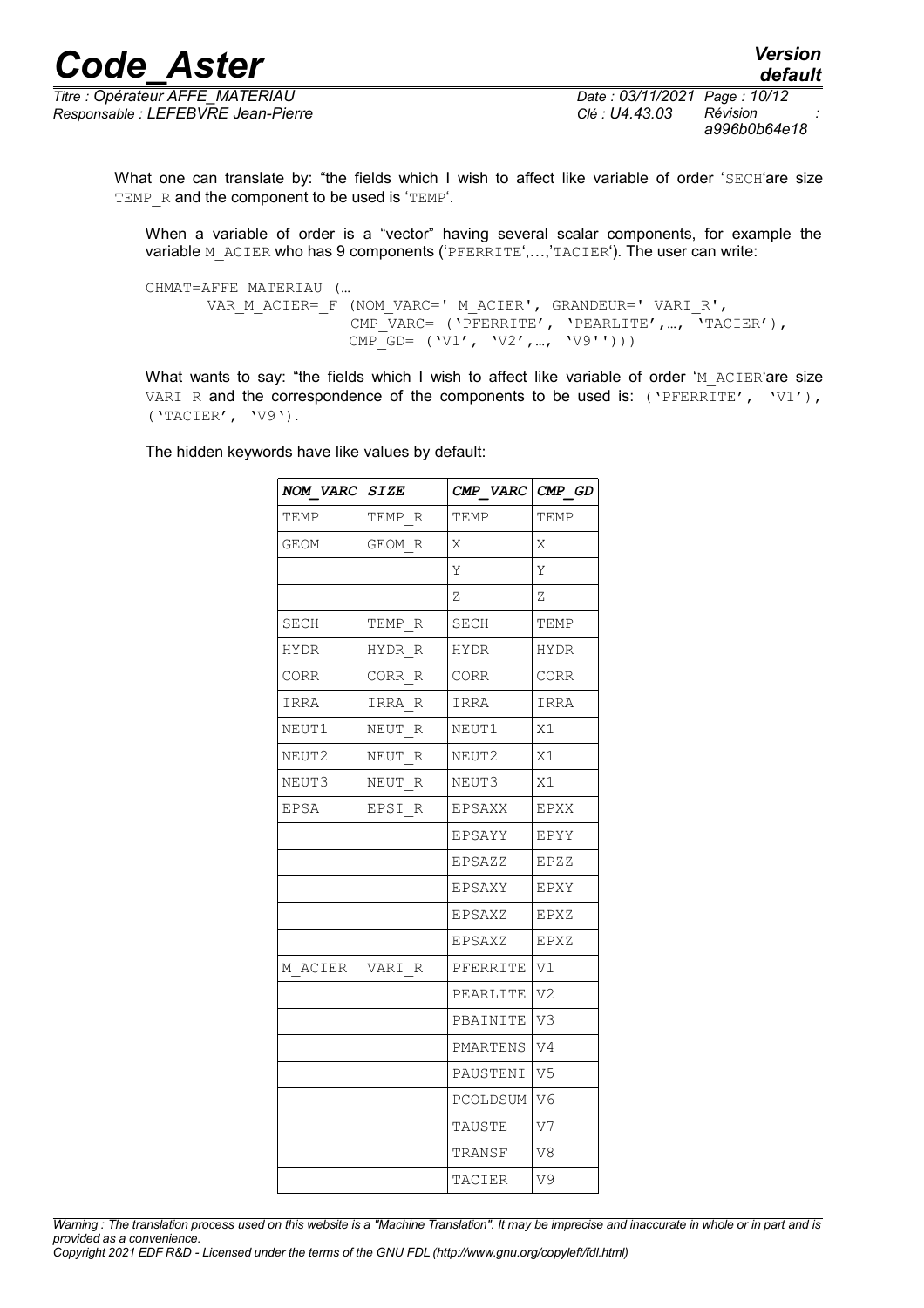What one can translate by: "the fields which I wish to affect like variable of order 'SECH'are size TEMP_R and the component to be used is 'TEMP'.

When a variable of order is a "vector" having several scalar components, for example the variable M_ACIER who has 9 components ('PFERRITE',…,'TACIER'). The user can write:

```
CHMAT=AFFE_MATERIAU (…
      VAR_M_ACIER=_F (NOM_VARC=' M_ACIER', GRANDEUR=' VARI_R',
                     CMP_VARC= ('PFERRITE', 'PEARLITE',…, 'TACIER'),
                     CMP_GD= ('V1', 'V2',…, 'V9'')))
```

What wants to say: "the fields which I wish to affect like variable of order 'M_ACIER'are size VARI_R and the correspondence of the components to be used is: ('PFERRITE', 'V1'), ('TACIER', 'V9').

The hidden keywords have like values by default:

| ***NOM_VARC*** | ***SIZE*** | ***CMP_VARC*** | ***CMP_GD*** |
|---|---|---|---|
| TEMP | TEMP_R | TEMP | TEMP |
| GEOM | GEOM_R | X | X |
| | | Y | Y |
| | | Z | Z |
| SECH | TEMP_R | SECH | TEMP |
| HYDR | HYDR_R | HYDR | HYDR |
| CORR | CORR_R | CORR | CORR |
| IRRA | IRRA_R | IRRA | IRRA |
| NEUT1 | NEUT_R | NEUT1 | X1 |
| NEUT2 | NEUT_R | NEUT2 | X1 |
| NEUT3 | NEUT_R | NEUT3 | X1 |
| EPSA | EPSI_R | EPSAXX | EPXX |
| | | EPSAYY | EPYY |
| | | EPSAZZ | EPZZ |
| | | EPSAXY | EPXY |
| | | EPSAXZ | EPXZ |
| | | EPSAXZ | EPXZ |
| M_ACIER | VARI_R | PFERRITE | V1 |
| | | PEARLITE | V2 |
| | | PBAINITE | V3 |
| | | PMARTENS | V4 |
| | | PAUSTENI | V5 |
| | | PCOLDSUM | V6 |
| | | TAUSTE | V7 |
| | | TRANSF | V8 |
| | | TACIER | V9 |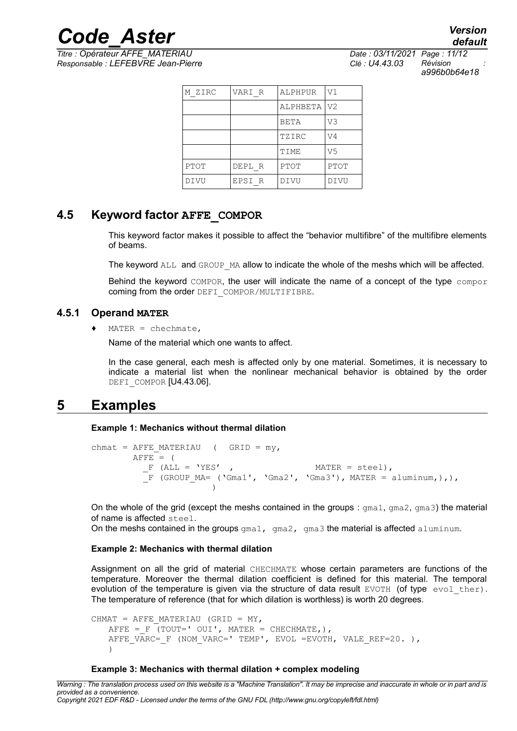| M_ZIRC | VARI_R | ALPHPUR | V1 |
|---|---|---|---|
| | | ALPHBETA | V2 |
| | | BETA | V3 |
| | | TZIRC | V4 |
| | | TIME | V5 |
| PTOT | DEPL_R | PTOT | PTOT |
| DIVU | EPSI_R | DIVU | DIVU |

## 4.5 Keyword factor AFFE_COMPOR

This keyword factor makes it possible to affect the "behavior multifibre" of the multifibre elements of beams.

The keyword ALL and GROUP_MA allow to indicate the whole of the meshs which will be affected.

Behind the keyword COMPOR, the user will indicate the name of a concept of the type compor coming from the order DEFI_COMPOR/MULTIFIBRE.

### 4.5.1 Operand MATER

♦ MATER = chechmate,

Name of the material which one wants to affect.

In the case general, each mesh is affected only by one material. Sometimes, it is necessary to indicate a material list when the nonlinear mechanical behavior is obtained by the order DEFI_COMPOR [U4.43.06].

# 5 Examples

**Example 1: Mechanics without thermal dilation**

```
chmat = AFFE_MATERIAU  (  GRID = my,
        AFFE = (
          _F (ALL = 'YES'  ,                 MATER = steel),
          _F (GROUP_MA= ('Gma1', 'Gma2', 'Gma3'), MATER = aluminum,),),
                    )
```

On the whole of the grid (except the meshs contained in the groups : gma1, gma2, gma3) the material of name is affected steel.
On the meshs contained in the groups gma1, gma2, gma3 the material is affected aluminum.

**Example 2: Mechanics with thermal dilation**

Assignment on all the grid of material CHECHMATE whose certain parameters are functions of the temperature. Moreover the thermal dilation coefficient is defined for this material. The temporal evolution of the temperature is given via the structure of data result EVOTH (of type evol_ther). The temperature of reference (that for which dilation is worthless) is worth 20 degrees.

```
CHMAT = AFFE_MATERIAU (GRID = MY,
    AFFE =_F (TOUT=' OUI', MATER = CHECHMATE,),
    AFFE_VARC=_F (NOM_VARC=' TEMP', EVOL =EVOTH, VALE_REF=20. ),
    )
```

**Example 3: Mechanics with thermal dilation + complex modeling**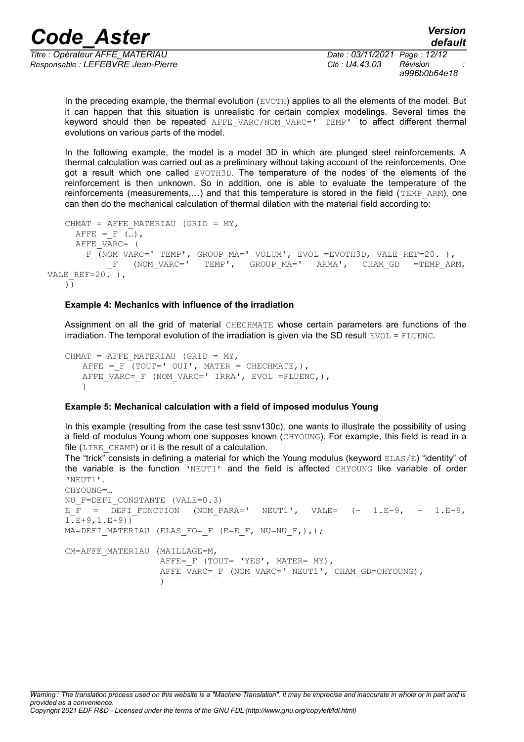In the preceding example, the thermal evolution (EVOTH) applies to all the elements of the model. But it can happen that this situation is unrealistic for certain complex modelings. Several times the keyword should then be repeated AFFE_VARC/NOM_VARC=' TEMP' to affect different thermal evolutions on various parts of the model.

In the following example, the model is a model 3D in which are plunged steel reinforcements. A thermal calculation was carried out as a preliminary without taking account of the reinforcements. One got a result which one called EVOTH3D. The temperature of the nodes of the elements of the reinforcement is then unknown. So in addition, one is able to evaluate the temperature of the reinforcements (measurements,…) and that this temperature is stored in the field (TEMP_ARM), one can then do the mechanical calculation of thermal dilation with the material field according to:

```
CHMAT = AFFE_MATERIAU (GRID = MY,
  AFFE = _F (…),
  AFFE_VARC= (
   _F (NOM_VARC=' TEMP', GROUP_MA=' VOLUM', EVOL =EVOTH3D, VALE_REF=20. ),
      _F  (NOM_VARC='  TEMP',  GROUP_MA='  ARMA',  CHAM_GD  =TEMP_ARM,
VALE_REF=20. ),
))
```

**Example 4: Mechanics with influence of the irradiation**

Assignment on all the grid of material CHECHMATE whose certain parameters are functions of the irradiation. The temporal evolution of the irradiation is given via the SD result EVOL = FLUENC.

```
CHMAT = AFFE_MATERIAU (GRID = MY,
    AFFE = _F (TOUT=' OUI', MATER = CHECHMATE,),
    AFFE_VARC=_F (NOM_VARC=' IRRA', EVOL =FLUENC,),
    )
```

**Example 5: Mechanical calculation with a field of imposed modulus Young**

In this example (resulting from the case test ssnv130c), one wants to illustrate the possibility of using a field of modulus Young whom one supposes known (CHYOUNG). For example, this field is read in a file (LIRE_CHAMP) or it is the result of a calculation.
The "trick" consists in defining a material for which the Young modulus (keyword ELAS/E) "identity" of the variable is the function 'NEUT1' and the field is affected CHYOUNG like variable of order 'NEUT1'.

```
CHYOUNG=…
NU_F=DEFI_CONSTANTE (VALE=0.3)
E_F  =  DEFI_FONCTION  (NOM_PARA='  NEUT1',  VALE=  (-  1.E-9,  -  1.E-9,
1.E+9,1.E+9))
MA=DEFI_MATERIAU (ELAS_FO=_F (E=E_F, NU=NU_F,),);

CM=AFFE_MATERIAU (MAILLAGE=M,
                 AFFE=_F (TOUT= 'YES', MATER= MY),
                 AFFE_VARC=_F (NOM_VARC=' NEUT1', CHAM_GD=CHYOUNG),
                 )
```